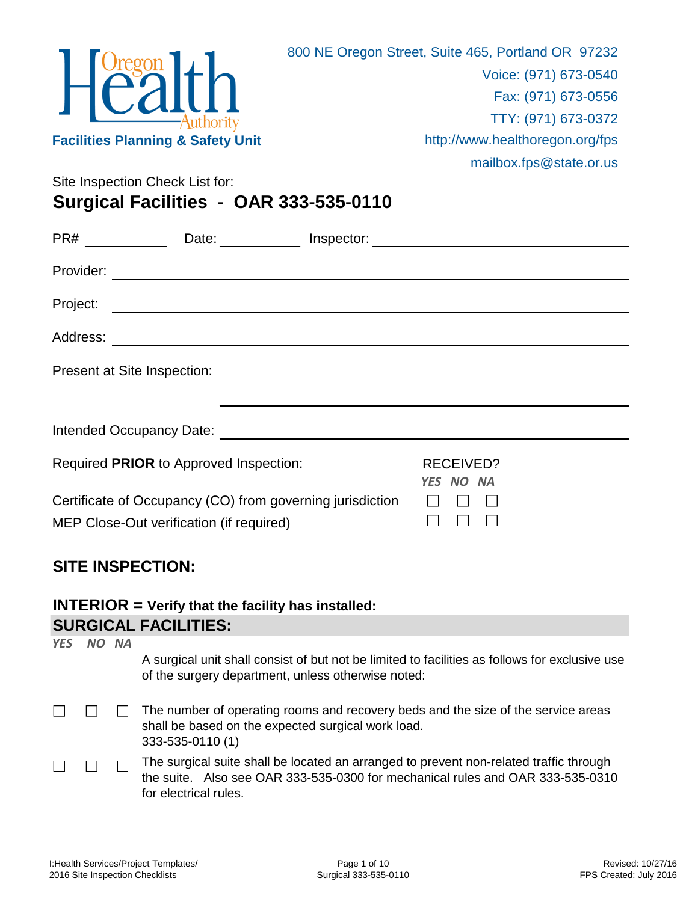Oregon Health Authority

**Facilities Planning & Safety Unit**

800 NE Oregon Street, Suite 465, Portland OR 97232
Voice: (971) 673-0540
Fax: (971) 673-0556
TTY: (971) 673-0372
http://www.healthoregon.org/fps
mailbox.fps@state.or.us

Site Inspection Check List for:

# Surgical Facilities - OAR 333-535-0110

PR# ____________ Date: ____________ Inspector: ______________________________

Provider: ______________________________________________

Project: ______________________________________________

Address: ______________________________________________

Present at Site Inspection:

______________________________________________

Intended Occupancy Date: ______________________________________________

| Required **PRIOR** to Approved Inspection: | RECEIVED? YES | NO | NA |
|---|---|---|---|
| Certificate of Occupancy (CO) from governing jurisdiction | ☐ | ☐ | ☐ |
| MEP Close-Out verification (if required) | ☐ | ☐ | ☐ |

## SITE INSPECTION:

### INTERIOR = Verify that the facility has installed:

### SURGICAL FACILITIES:

| YES | NO | NA | |
|---|---|---|---|
| | | | A surgical unit shall consist of but not be limited to facilities as follows for exclusive use of the surgery department, unless otherwise noted: |
| ☐ | ☐ | ☐ | The number of operating rooms and recovery beds and the size of the service areas shall be based on the expected surgical work load. 333-535-0110 (1) |
| ☐ | ☐ | ☐ | The surgical suite shall be located an arranged to prevent non-related traffic through the suite. Also see OAR 333-535-0300 for mechanical rules and OAR 333-535-0310 for electrical rules. |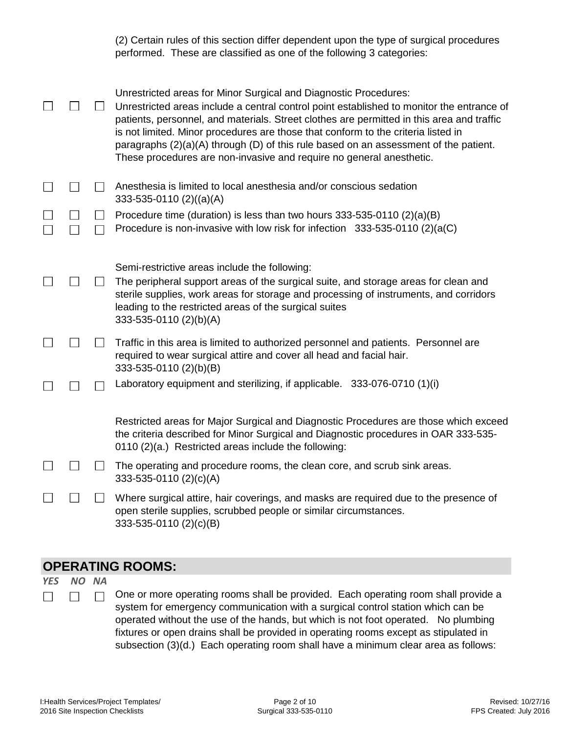(2) Certain rules of this section differ dependent upon the type of surgical procedures performed. These are classified as one of the following 3 categories:

☐ ☐ ☐ Unrestricted areas for Minor Surgical and Diagnostic Procedures:
Unrestricted areas include a central control point established to monitor the entrance of patients, personnel, and materials. Street clothes are permitted in this area and traffic is not limited. Minor procedures are those that conform to the criteria listed in paragraphs (2)(a)(A) through (D) of this rule based on an assessment of the patient. These procedures are non-invasive and require no general anesthetic.

☐ ☐ ☐ Anesthesia is limited to local anesthesia and/or conscious sedation
333-535-0110 (2)((a)(A)

☐ ☐ ☐ Procedure time (duration) is less than two hours 333-535-0110 (2)(a)(B)

☐ ☐ ☐ Procedure is non-invasive with low risk for infection 333-535-0110 (2)(a(C)

☐ ☐ ☐ Semi-restrictive areas include the following:
The peripheral support areas of the surgical suite, and storage areas for clean and sterile supplies, work areas for storage and processing of instruments, and corridors leading to the restricted areas of the surgical suites
333-535-0110 (2)(b)(A)

☐ ☐ ☐ Traffic in this area is limited to authorized personnel and patients. Personnel are required to wear surgical attire and cover all head and facial hair.
333-535-0110 (2)(b)(B)

☐ ☐ ☐ Laboratory equipment and sterilizing, if applicable. 333-076-0710 (1)(i)

Restricted areas for Major Surgical and Diagnostic Procedures are those which exceed the criteria described for Minor Surgical and Diagnostic procedures in OAR 333-535-0110 (2)(a.) Restricted areas include the following:

☐ ☐ ☐ The operating and procedure rooms, the clean core, and scrub sink areas.
333-535-0110 (2)(c)(A)

☐ ☐ ☐ Where surgical attire, hair coverings, and masks are required due to the presence of open sterile supplies, scrubbed people or similar circumstances.
333-535-0110 (2)(c)(B)

## OPERATING ROOMS:

*YES NO NA*

☐ ☐ ☐ One or more operating rooms shall be provided. Each operating room shall provide a system for emergency communication with a surgical control station which can be operated without the use of the hands, but which is not foot operated. No plumbing fixtures or open drains shall be provided in operating rooms except as stipulated in subsection (3)(d.) Each operating room shall have a minimum clear area as follows: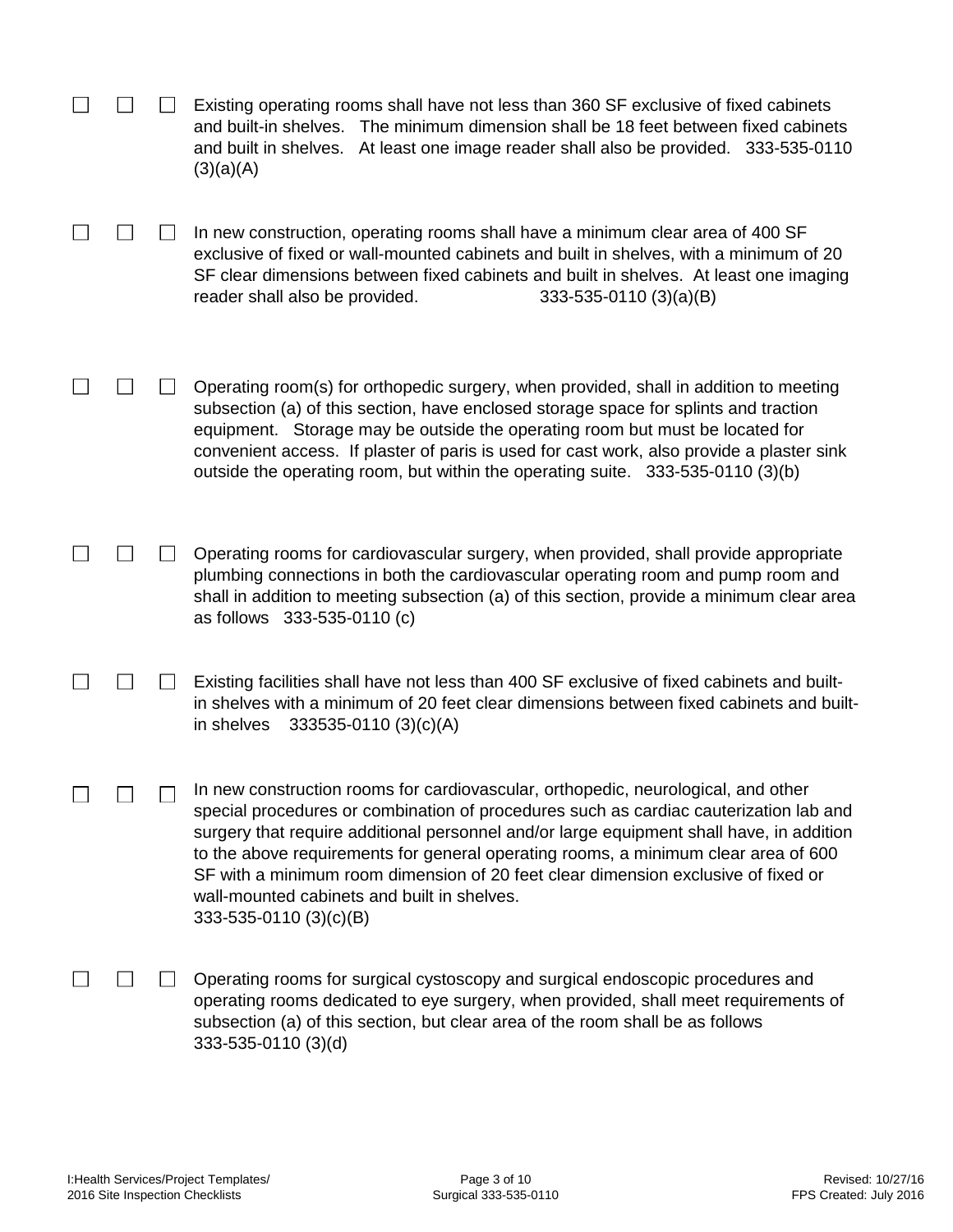☐ ☐ ☐ Existing operating rooms shall have not less than 360 SF exclusive of fixed cabinets and built-in shelves. The minimum dimension shall be 18 feet between fixed cabinets and built in shelves. At least one image reader shall also be provided. 333-535-0110 (3)(a)(A)

☐ ☐ ☐ In new construction, operating rooms shall have a minimum clear area of 400 SF exclusive of fixed or wall-mounted cabinets and built in shelves, with a minimum of 20 SF clear dimensions between fixed cabinets and built in shelves. At least one imaging reader shall also be provided. 333-535-0110 (3)(a)(B)

☐ ☐ ☐ Operating room(s) for orthopedic surgery, when provided, shall in addition to meeting subsection (a) of this section, have enclosed storage space for splints and traction equipment. Storage may be outside the operating room but must be located for convenient access. If plaster of paris is used for cast work, also provide a plaster sink outside the operating room, but within the operating suite. 333-535-0110 (3)(b)

☐ ☐ ☐ Operating rooms for cardiovascular surgery, when provided, shall provide appropriate plumbing connections in both the cardiovascular operating room and pump room and shall in addition to meeting subsection (a) of this section, provide a minimum clear area as follows 333-535-0110 (c)

☐ ☐ ☐ Existing facilities shall have not less than 400 SF exclusive of fixed cabinets and built-in shelves with a minimum of 20 feet clear dimensions between fixed cabinets and built-in shelves 333535-0110 (3)(c)(A)

☐ ☐ ☐ In new construction rooms for cardiovascular, orthopedic, neurological, and other special procedures or combination of procedures such as cardiac cauterization lab and surgery that require additional personnel and/or large equipment shall have, in addition to the above requirements for general operating rooms, a minimum clear area of 600 SF with a minimum room dimension of 20 feet clear dimension exclusive of fixed or wall-mounted cabinets and built in shelves.
333-535-0110 (3)(c)(B)

☐ ☐ ☐ Operating rooms for surgical cystoscopy and surgical endoscopic procedures and operating rooms dedicated to eye surgery, when provided, shall meet requirements of subsection (a) of this section, but clear area of the room shall be as follows
333-535-0110 (3)(d)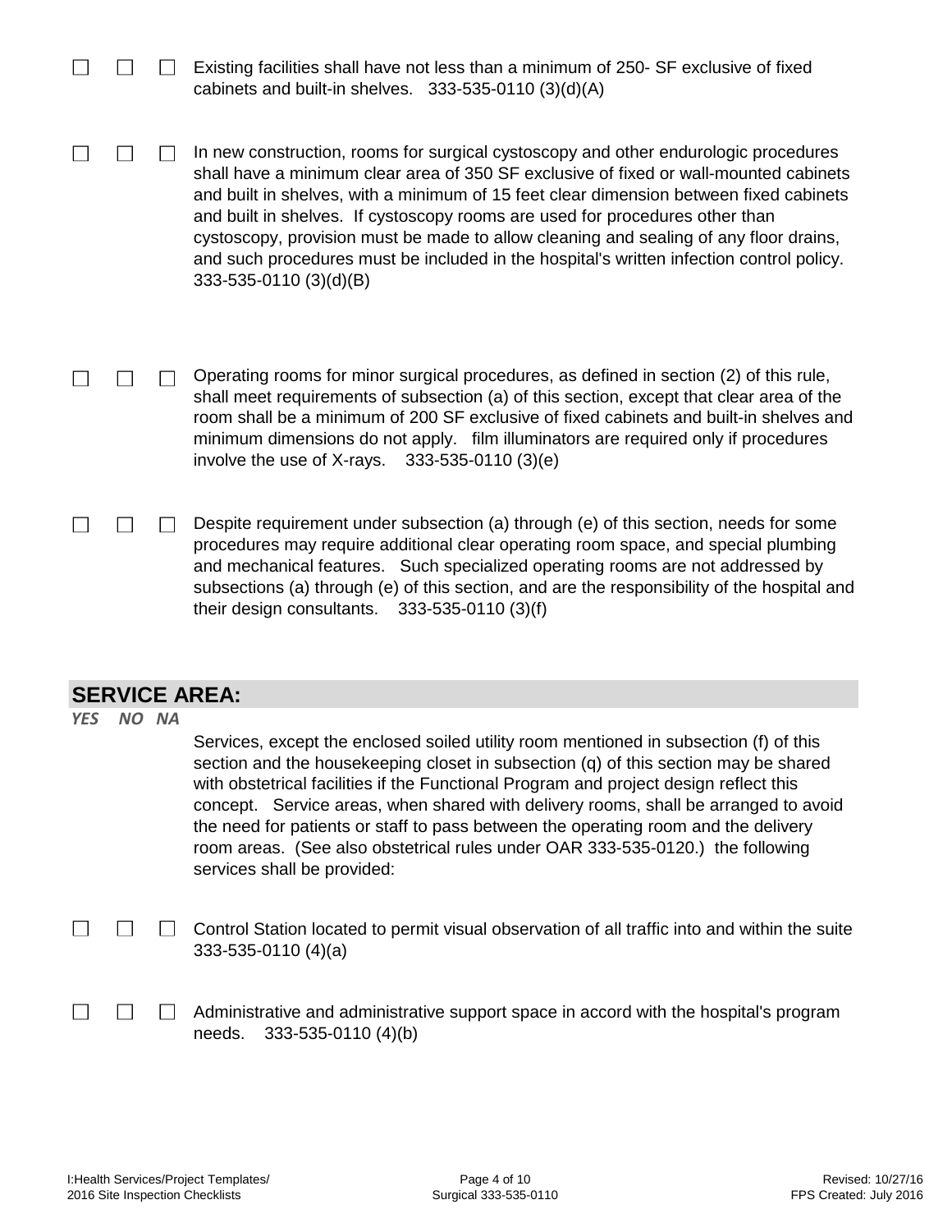☐ ☐ ☐ Existing facilities shall have not less than a minimum of 250- SF exclusive of fixed cabinets and built-in shelves.   333-535-0110 (3)(d)(A)

☐ ☐ ☐ In new construction, rooms for surgical cystoscopy and other endurologic procedures shall have a minimum clear area of 350 SF exclusive of fixed or wall-mounted cabinets and built in shelves, with a minimum of 15 feet clear dimension between fixed cabinets and built in shelves. If cystoscopy rooms are used for procedures other than cystoscopy, provision must be made to allow cleaning and sealing of any floor drains, and such procedures must be included in the hospital's written infection control policy. 333-535-0110 (3)(d)(B)

☐ ☐ ☐ Operating rooms for minor surgical procedures, as defined in section (2) of this rule, shall meet requirements of subsection (a) of this section, except that clear area of the room shall be a minimum of 200 SF exclusive of fixed cabinets and built-in shelves and minimum dimensions do not apply.   film illuminators are required only if procedures involve the use of X-rays.   333-535-0110 (3)(e)

☐ ☐ ☐ Despite requirement under subsection (a) through (e) of this section, needs for some procedures may require additional clear operating room space, and special plumbing and mechanical features.   Such specialized operating rooms are not addressed by subsections (a) through (e) of this section, and are the responsibility of the hospital and their design consultants.   333-535-0110 (3)(f)

## SERVICE AREA:

*YES NO NA*

Services, except the enclosed soiled utility room mentioned in subsection (f) of this section and the housekeeping closet in subsection (q) of this section may be shared with obstetrical facilities if the Functional Program and project design reflect this concept.   Service areas, when shared with delivery rooms, shall be arranged to avoid the need for patients or staff to pass between the operating room and the delivery room areas. (See also obstetrical rules under OAR 333-535-0120.) the following services shall be provided:

☐ ☐ ☐ Control Station located to permit visual observation of all traffic into and within the suite 333-535-0110 (4)(a)

☐ ☐ ☐ Administrative and administrative support space in accord with the hospital's program needs.   333-535-0110 (4)(b)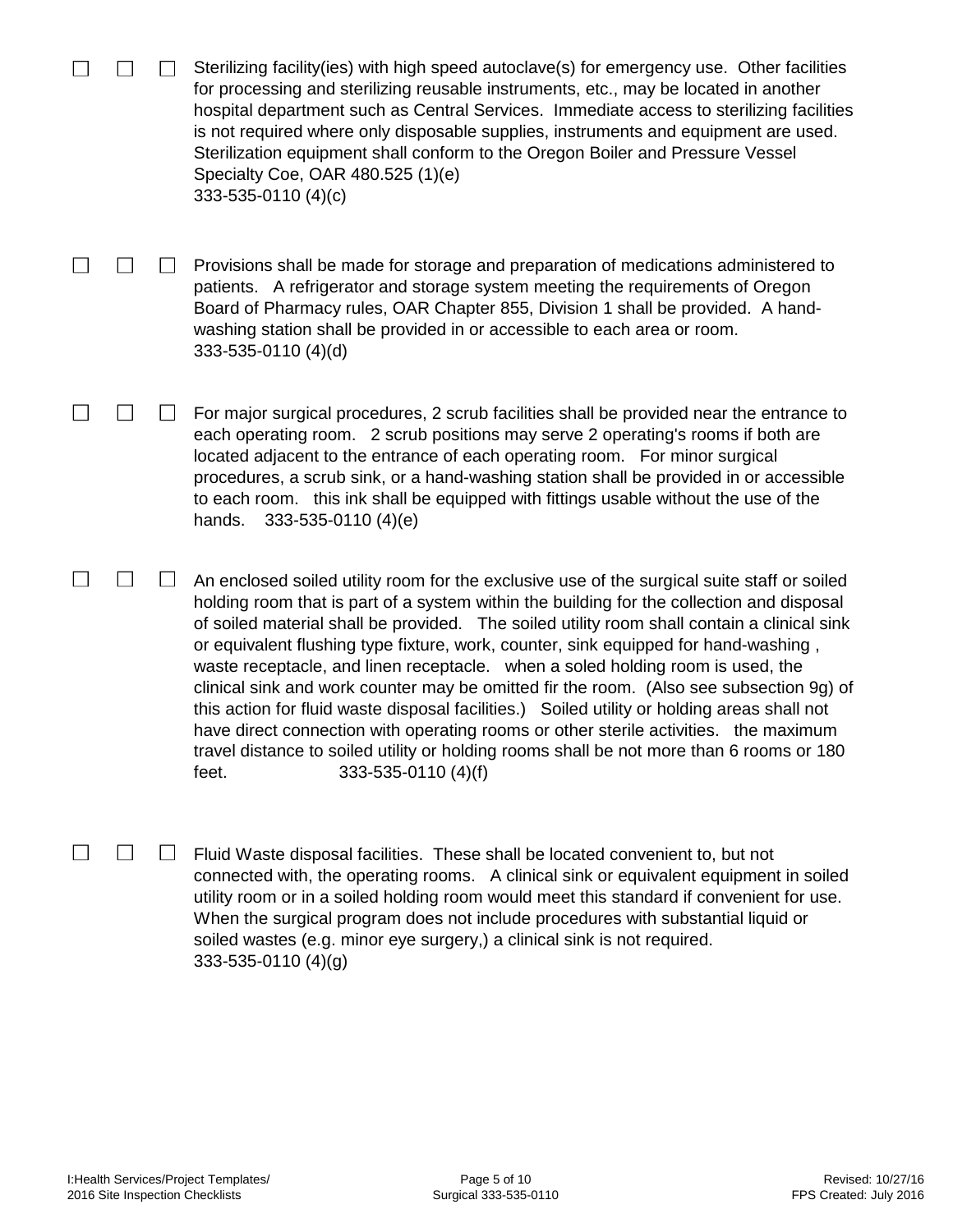☐ ☐ ☐ Sterilizing facility(ies) with high speed autoclave(s) for emergency use. Other facilities for processing and sterilizing reusable instruments, etc., may be located in another hospital department such as Central Services. Immediate access to sterilizing facilities is not required where only disposable supplies, instruments and equipment are used. Sterilization equipment shall conform to the Oregon Boiler and Pressure Vessel Specialty Coe, OAR 480.525 (1)(e)
333-535-0110 (4)(c)

☐ ☐ ☐ Provisions shall be made for storage and preparation of medications administered to patients. A refrigerator and storage system meeting the requirements of Oregon Board of Pharmacy rules, OAR Chapter 855, Division 1 shall be provided. A hand-washing station shall be provided in or accessible to each area or room.
333-535-0110 (4)(d)

☐ ☐ ☐ For major surgical procedures, 2 scrub facilities shall be provided near the entrance to each operating room. 2 scrub positions may serve 2 operating's rooms if both are located adjacent to the entrance of each operating room. For minor surgical procedures, a scrub sink, or a hand-washing station shall be provided in or accessible to each room. this ink shall be equipped with fittings usable without the use of the hands. 333-535-0110 (4)(e)

☐ ☐ ☐ An enclosed soiled utility room for the exclusive use of the surgical suite staff or soiled holding room that is part of a system within the building for the collection and disposal of soiled material shall be provided. The soiled utility room shall contain a clinical sink or equivalent flushing type fixture, work, counter, sink equipped for hand-washing , waste receptacle, and linen receptacle. when a soled holding room is used, the clinical sink and work counter may be omitted fir the room. (Also see subsection 9g) of this action for fluid waste disposal facilities.) Soiled utility or holding areas shall not have direct connection with operating rooms or other sterile activities. the maximum travel distance to soiled utility or holding rooms shall be not more than 6 rooms or 180 feet. 333-535-0110 (4)(f)

☐ ☐ ☐ Fluid Waste disposal facilities. These shall be located convenient to, but not connected with, the operating rooms. A clinical sink or equivalent equipment in soiled utility room or in a soiled holding room would meet this standard if convenient for use. When the surgical program does not include procedures with substantial liquid or soiled wastes (e.g. minor eye surgery,) a clinical sink is not required.
333-535-0110 (4)(g)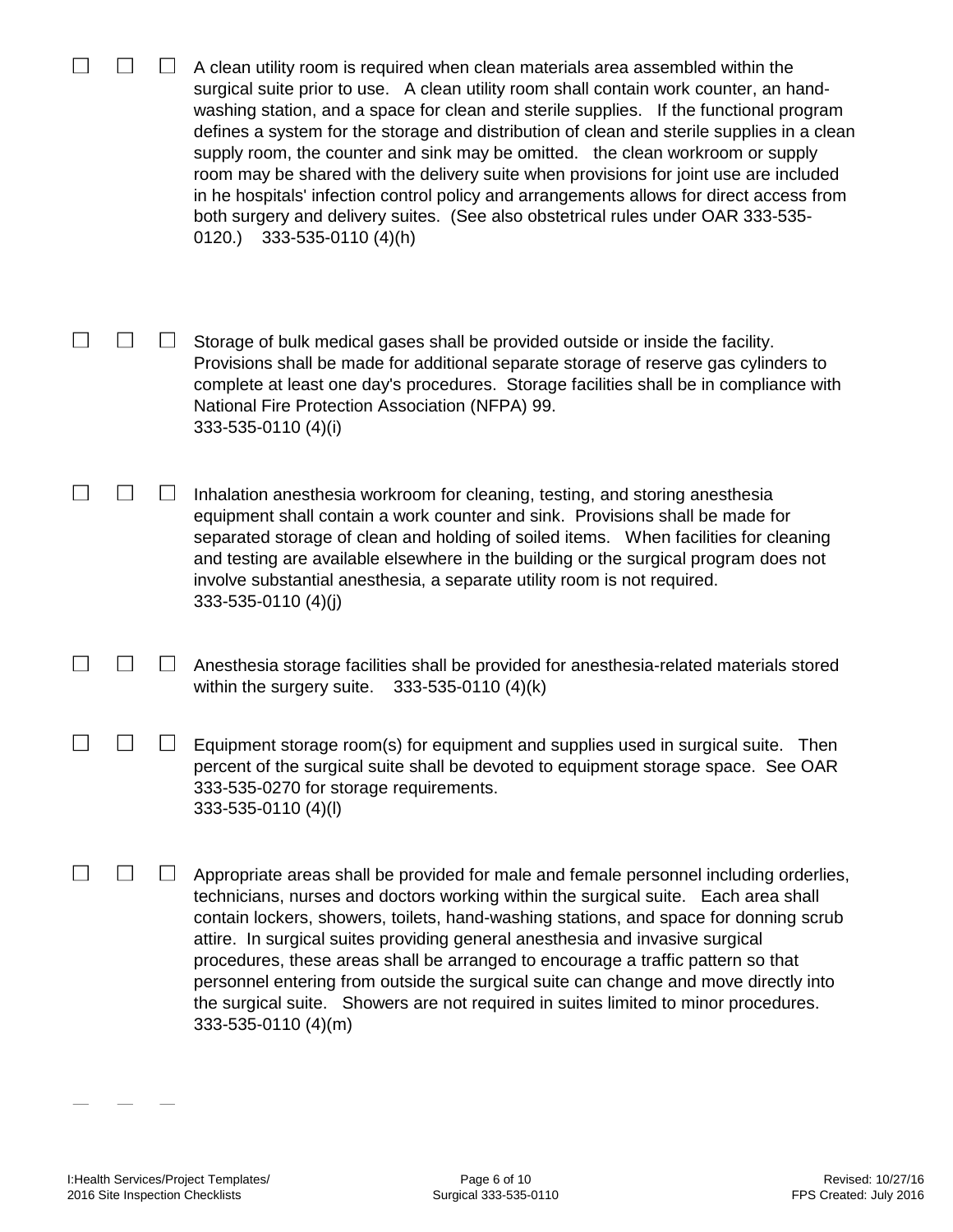☐ ☐ ☐ A clean utility room is required when clean materials area assembled within the surgical suite prior to use. A clean utility room shall contain work counter, an hand-washing station, and a space for clean and sterile supplies. If the functional program defines a system for the storage and distribution of clean and sterile supplies in a clean supply room, the counter and sink may be omitted. the clean workroom or supply room may be shared with the delivery suite when provisions for joint use are included in he hospitals' infection control policy and arrangements allows for direct access from both surgery and delivery suites. (See also obstetrical rules under OAR 333-535-0120.) 333-535-0110 (4)(h)

☐ ☐ ☐ Storage of bulk medical gases shall be provided outside or inside the facility. Provisions shall be made for additional separate storage of reserve gas cylinders to complete at least one day's procedures. Storage facilities shall be in compliance with National Fire Protection Association (NFPA) 99.
333-535-0110 (4)(i)

☐ ☐ ☐ Inhalation anesthesia workroom for cleaning, testing, and storing anesthesia equipment shall contain a work counter and sink. Provisions shall be made for separated storage of clean and holding of soiled items. When facilities for cleaning and testing are available elsewhere in the building or the surgical program does not involve substantial anesthesia, a separate utility room is not required.
333-535-0110 (4)(j)

☐ ☐ ☐ Anesthesia storage facilities shall be provided for anesthesia-related materials stored within the surgery suite. 333-535-0110 (4)(k)

☐ ☐ ☐ Equipment storage room(s) for equipment and supplies used in surgical suite. Then percent of the surgical suite shall be devoted to equipment storage space. See OAR 333-535-0270 for storage requirements.
333-535-0110 (4)(l)

☐ ☐ ☐ Appropriate areas shall be provided for male and female personnel including orderlies, technicians, nurses and doctors working within the surgical suite. Each area shall contain lockers, showers, toilets, hand-washing stations, and space for donning scrub attire. In surgical suites providing general anesthesia and invasive surgical procedures, these areas shall be arranged to encourage a traffic pattern so that personnel entering from outside the surgical suite can change and move directly into the surgical suite. Showers are not required in suites limited to minor procedures.
333-535-0110 (4)(m)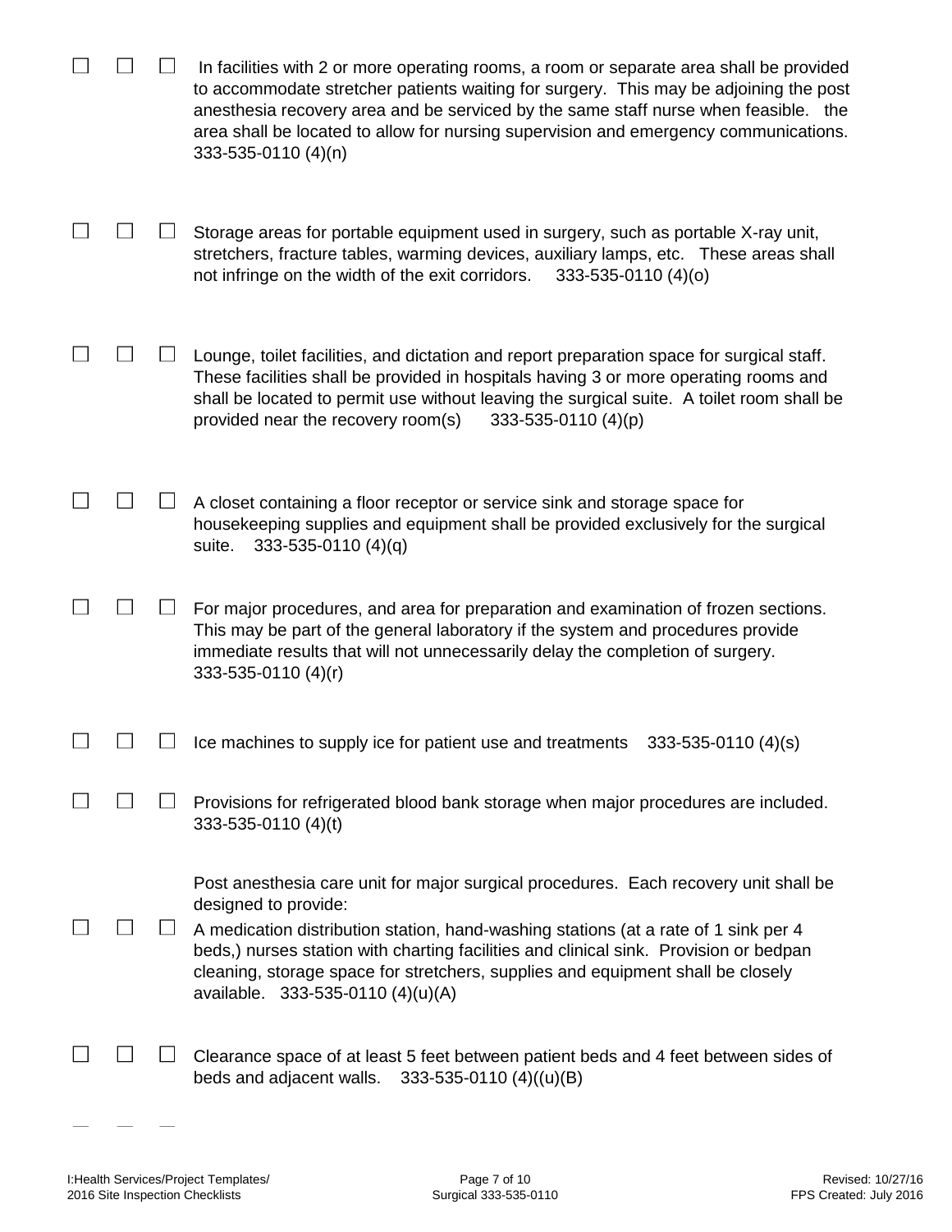☐ ☐ ☐ In facilities with 2 or more operating rooms, a room or separate area shall be provided to accommodate stretcher patients waiting for surgery. This may be adjoining the post anesthesia recovery area and be serviced by the same staff nurse when feasible. the area shall be located to allow for nursing supervision and emergency communications. 333-535-0110 (4)(n)

☐ ☐ ☐ Storage areas for portable equipment used in surgery, such as portable X-ray unit, stretchers, fracture tables, warming devices, auxiliary lamps, etc. These areas shall not infringe on the width of the exit corridors. 333-535-0110 (4)(o)

☐ ☐ ☐ Lounge, toilet facilities, and dictation and report preparation space for surgical staff. These facilities shall be provided in hospitals having 3 or more operating rooms and shall be located to permit use without leaving the surgical suite. A toilet room shall be provided near the recovery room(s) 333-535-0110 (4)(p)

☐ ☐ ☐ A closet containing a floor receptor or service sink and storage space for housekeeping supplies and equipment shall be provided exclusively for the surgical suite. 333-535-0110 (4)(q)

☐ ☐ ☐ For major procedures, and area for preparation and examination of frozen sections. This may be part of the general laboratory if the system and procedures provide immediate results that will not unnecessarily delay the completion of surgery. 333-535-0110 (4)(r)

☐ ☐ ☐ Ice machines to supply ice for patient use and treatments 333-535-0110 (4)(s)

☐ ☐ ☐ Provisions for refrigerated blood bank storage when major procedures are included. 333-535-0110 (4)(t)

☐ ☐ ☐ Post anesthesia care unit for major surgical procedures. Each recovery unit shall be designed to provide:

A medication distribution station, hand-washing stations (at a rate of 1 sink per 4 beds,) nurses station with charting facilities and clinical sink. Provision or bedpan cleaning, storage space for stretchers, supplies and equipment shall be closely available. 333-535-0110 (4)(u)(A)

☐ ☐ ☐ Clearance space of at least 5 feet between patient beds and 4 feet between sides of beds and adjacent walls. 333-535-0110 (4)((u)(B)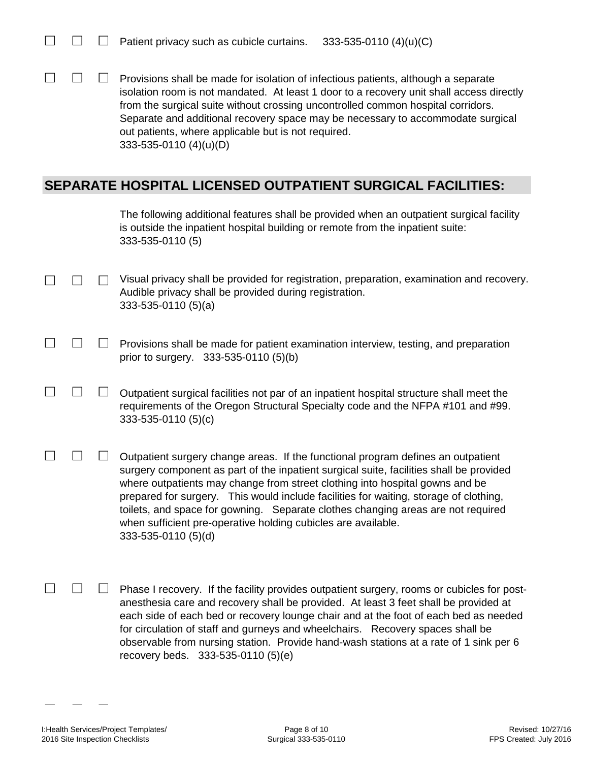☐ ☐ ☐ Patient privacy such as cubicle curtains. 333-535-0110 (4)(u)(C)

☐ ☐ ☐ Provisions shall be made for isolation of infectious patients, although a separate isolation room is not mandated. At least 1 door to a recovery unit shall access directly from the surgical suite without crossing uncontrolled common hospital corridors. Separate and additional recovery space may be necessary to accommodate surgical out patients, where applicable but is not required.
333-535-0110 (4)(u)(D)

## SEPARATE HOSPITAL LICENSED OUTPATIENT SURGICAL FACILITIES:

The following additional features shall be provided when an outpatient surgical facility is outside the inpatient hospital building or remote from the inpatient suite:
333-535-0110 (5)

☐ ☐ ☐ Visual privacy shall be provided for registration, preparation, examination and recovery. Audible privacy shall be provided during registration.
333-535-0110 (5)(a)

☐ ☐ ☐ Provisions shall be made for patient examination interview, testing, and preparation prior to surgery. 333-535-0110 (5)(b)

☐ ☐ ☐ Outpatient surgical facilities not par of an inpatient hospital structure shall meet the requirements of the Oregon Structural Specialty code and the NFPA #101 and #99.
333-535-0110 (5)(c)

☐ ☐ ☐ Outpatient surgery change areas. If the functional program defines an outpatient surgery component as part of the inpatient surgical suite, facilities shall be provided where outpatients may change from street clothing into hospital gowns and be prepared for surgery. This would include facilities for waiting, storage of clothing, toilets, and space for gowning. Separate clothes changing areas are not required when sufficient pre-operative holding cubicles are available.
333-535-0110 (5)(d)

☐ ☐ ☐ Phase I recovery. If the facility provides outpatient surgery, rooms or cubicles for post-anesthesia care and recovery shall be provided. At least 3 feet shall be provided at each side of each bed or recovery lounge chair and at the foot of each bed as needed for circulation of staff and gurneys and wheelchairs. Recovery spaces shall be observable from nursing station. Provide hand-wash stations at a rate of 1 sink per 6 recovery beds. 333-535-0110 (5)(e)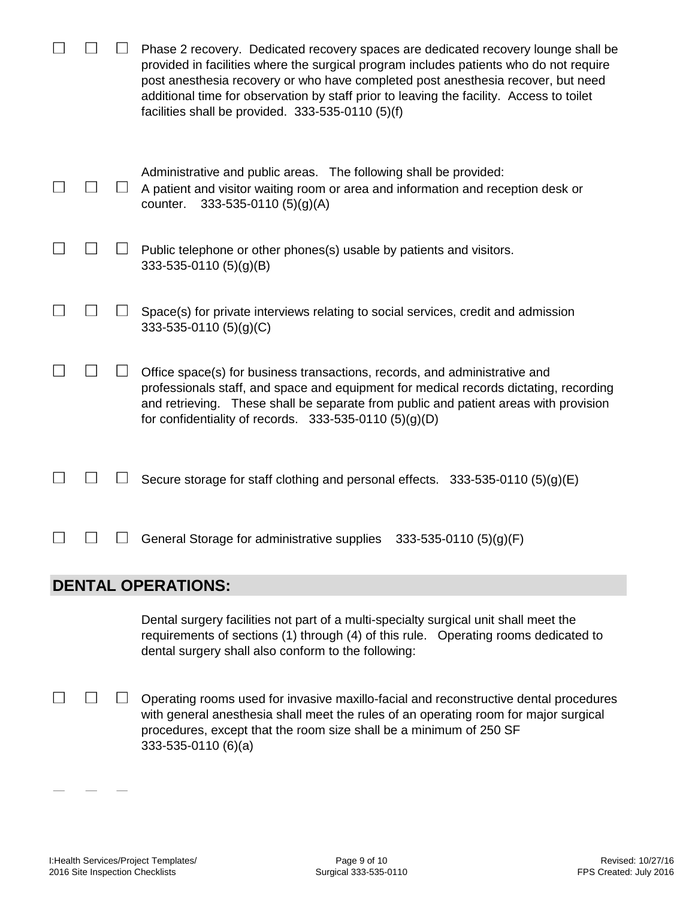☐ ☐ ☐ Phase 2 recovery. Dedicated recovery spaces are dedicated recovery lounge shall be provided in facilities where the surgical program includes patients who do not require post anesthesia recovery or who have completed post anesthesia recover, but need additional time for observation by staff prior to leaving the facility. Access to toilet facilities shall be provided. 333-535-0110 (5)(f)

Administrative and public areas. The following shall be provided:

☐ ☐ ☐ A patient and visitor waiting room or area and information and reception desk or counter. 333-535-0110 (5)(g)(A)

☐ ☐ ☐ Public telephone or other phones(s) usable by patients and visitors. 333-535-0110 (5)(g)(B)

☐ ☐ ☐ Space(s) for private interviews relating to social services, credit and admission 333-535-0110 (5)(g)(C)

☐ ☐ ☐ Office space(s) for business transactions, records, and administrative and professionals staff, and space and equipment for medical records dictating, recording and retrieving. These shall be separate from public and patient areas with provision for confidentiality of records. 333-535-0110 (5)(g)(D)

☐ ☐ ☐ Secure storage for staff clothing and personal effects. 333-535-0110 (5)(g)(E)

☐ ☐ ☐ General Storage for administrative supplies 333-535-0110 (5)(g)(F)

## DENTAL OPERATIONS:

Dental surgery facilities not part of a multi-specialty surgical unit shall meet the requirements of sections (1) through (4) of this rule. Operating rooms dedicated to dental surgery shall also conform to the following:

☐ ☐ ☐ Operating rooms used for invasive maxillo-facial and reconstructive dental procedures with general anesthesia shall meet the rules of an operating room for major surgical procedures, except that the room size shall be a minimum of 250 SF 333-535-0110 (6)(a)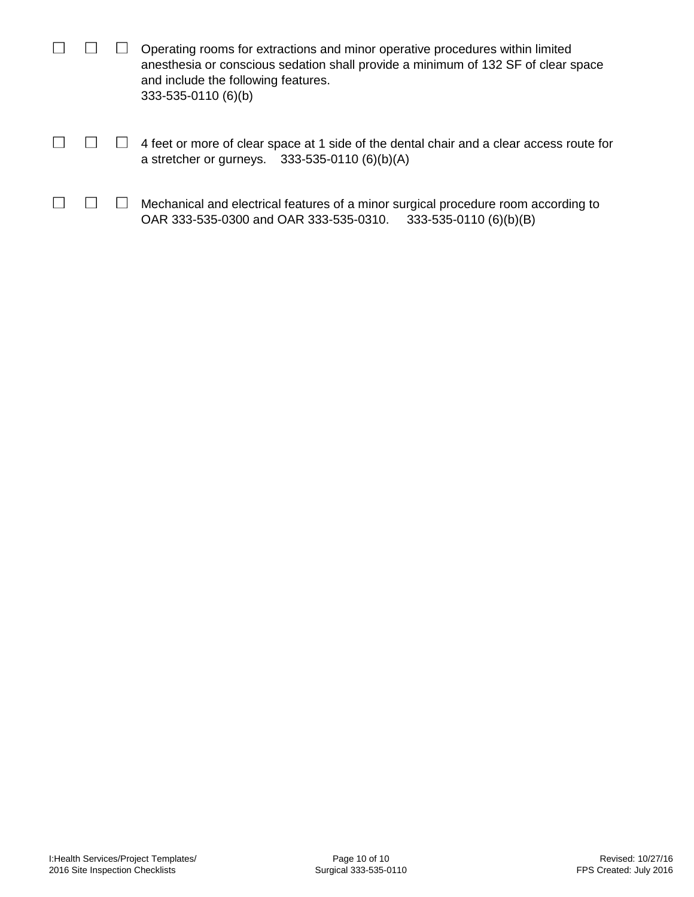| | | | |
|---|---|---|---|
| ☐ | ☐ | ☐ | Operating rooms for extractions and minor operative procedures within limited anesthesia or conscious sedation shall provide a minimum of 132 SF of clear space and include the following features. 333-535-0110 (6)(b) |
| ☐ | ☐ | ☐ | 4 feet or more of clear space at 1 side of the dental chair and a clear access route for a stretcher or gurneys. 333-535-0110 (6)(b)(A) |
| ☐ | ☐ | ☐ | Mechanical and electrical features of a minor surgical procedure room according to OAR 333-535-0300 and OAR 333-535-0310. 333-535-0110 (6)(b)(B) |